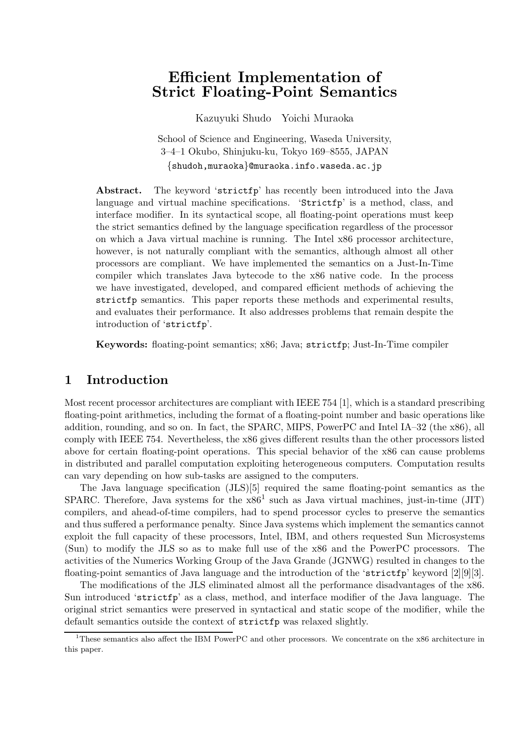# Efficient Implementation of Strict Floating-Point Semantics

Kazuyuki Shudo Yoichi Muraoka

School of Science and Engineering, Waseda University,
3–4–1 Okubo, Shinjuku-ku, Tokyo 169–8555, JAPAN
{shudoh,muraoka}@muraoka.info.waseda.ac.jp

**Abstract.** The keyword '`strictfp`' has recently been introduced into the Java language and virtual machine specifications. '`Strictfp`' is a method, class, and interface modifier. In its syntactical scope, all floating-point operations must keep the strict semantics defined by the language specification regardless of the processor on which a Java virtual machine is running. The Intel x86 processor architecture, however, is not naturally compliant with the semantics, although almost all other processors are compliant. We have implemented the semantics on a Just-In-Time compiler which translates Java bytecode to the x86 native code. In the process we have investigated, developed, and compared efficient methods of achieving the `strictfp` semantics. This paper reports these methods and experimental results, and evaluates their performance. It also addresses problems that remain despite the introduction of '`strictfp`'.

**Keywords:** floating-point semantics; x86; Java; `strictfp`; Just-In-Time compiler

## 1 Introduction

Most recent processor architectures are compliant with IEEE 754 [1], which is a standard prescribing floating-point arithmetics, including the format of a floating-point number and basic operations like addition, rounding, and so on. In fact, the SPARC, MIPS, PowerPC and Intel IA–32 (the x86), all comply with IEEE 754. Nevertheless, the x86 gives different results than the other processors listed above for certain floating-point operations. This special behavior of the x86 can cause problems in distributed and parallel computation exploiting heterogeneous computers. Computation results can vary depending on how sub-tasks are assigned to the computers.

The Java language specification (JLS)[5] required the same floating-point semantics as the SPARC. Therefore, Java systems for the x86[1] such as Java virtual machines, just-in-time (JIT) compilers, and ahead-of-time compilers, had to spend processor cycles to preserve the semantics and thus suffered a performance penalty. Since Java systems which implement the semantics cannot exploit the full capacity of these processors, Intel, IBM, and others requested Sun Microsystems (Sun) to modify the JLS so as to make full use of the x86 and the PowerPC processors. The activities of the Numerics Working Group of the Java Grande (JGNWG) resulted in changes to the floating-point semantics of Java language and the introduction of the '`strictfp`' keyword [2][9][3].

The modifications of the JLS eliminated almost all the performance disadvantages of the x86. Sun introduced '`strictfp`' as a class, method, and interface modifier of the Java language. The original strict semantics were preserved in syntactical and static scope of the modifier, while the default semantics outside the context of `strictfp` was relaxed slightly.

[1] These semantics also affect the IBM PowerPC and other processors. We concentrate on the x86 architecture in this paper.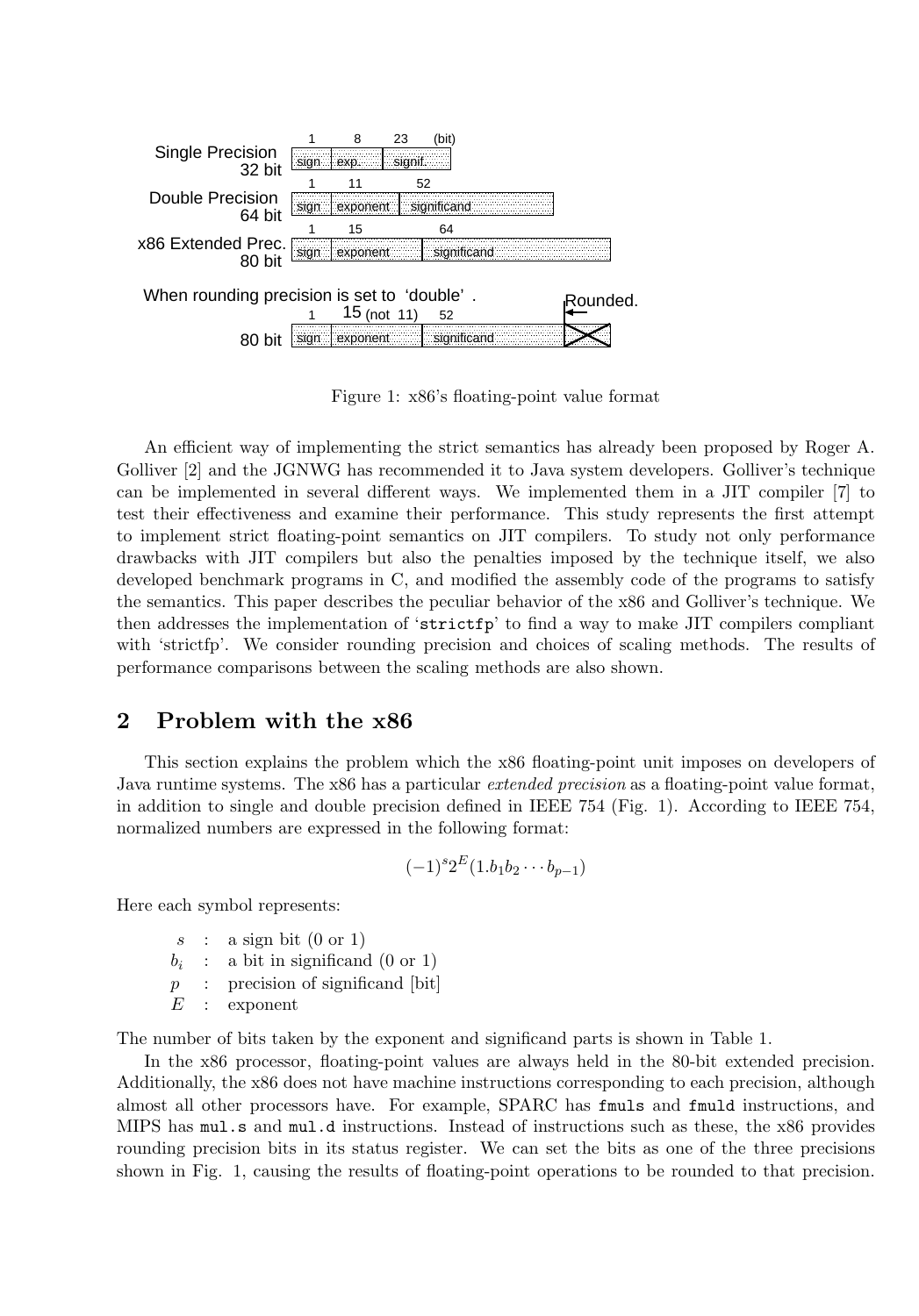Figure 1: x86's floating-point value format

An efficient way of implementing the strict semantics has already been proposed by Roger A. Golliver [2] and the JGNWG has recommended it to Java system developers. Golliver's technique can be implemented in several different ways. We implemented them in a JIT compiler [7] to test their effectiveness and examine their performance. This study represents the first attempt to implement strict floating-point semantics on JIT compilers. To study not only performance drawbacks with JIT compilers but also the penalties imposed by the technique itself, we also developed benchmark programs in C, and modified the assembly code of the programs to satisfy the semantics. This paper describes the peculiar behavior of the x86 and Golliver's technique. We then addresses the implementation of 'strictfp' to find a way to make JIT compilers compliant with 'strictfp'. We consider rounding precision and choices of scaling methods. The results of performance comparisons between the scaling methods are also shown.

## 2 Problem with the x86

This section explains the problem which the x86 floating-point unit imposes on developers of Java runtime systems. The x86 has a particular *extended precision* as a floating-point value format, in addition to single and double precision defined in IEEE 754 (Fig. 1). According to IEEE 754, normalized numbers are expressed in the following format:

$$(-1)^s 2^E (1.b_1 b_2 \cdots b_{p-1})$$

Here each symbol represents:

- $s$ : a sign bit (0 or 1)
- $b_i$ : a bit in significand (0 or 1)
- $p$ : precision of significand [bit]
- $E$ : exponent

The number of bits taken by the exponent and significand parts is shown in Table 1.

In the x86 processor, floating-point values are always held in the 80-bit extended precision. Additionally, the x86 does not have machine instructions corresponding to each precision, although almost all other processors have. For example, SPARC has `fmuls` and `fmuld` instructions, and MIPS has `mul.s` and `mul.d` instructions. Instead of instructions such as these, the x86 provides rounding precision bits in its status register. We can set the bits as one of the three precisions shown in Fig. 1, causing the results of floating-point operations to be rounded to that precision.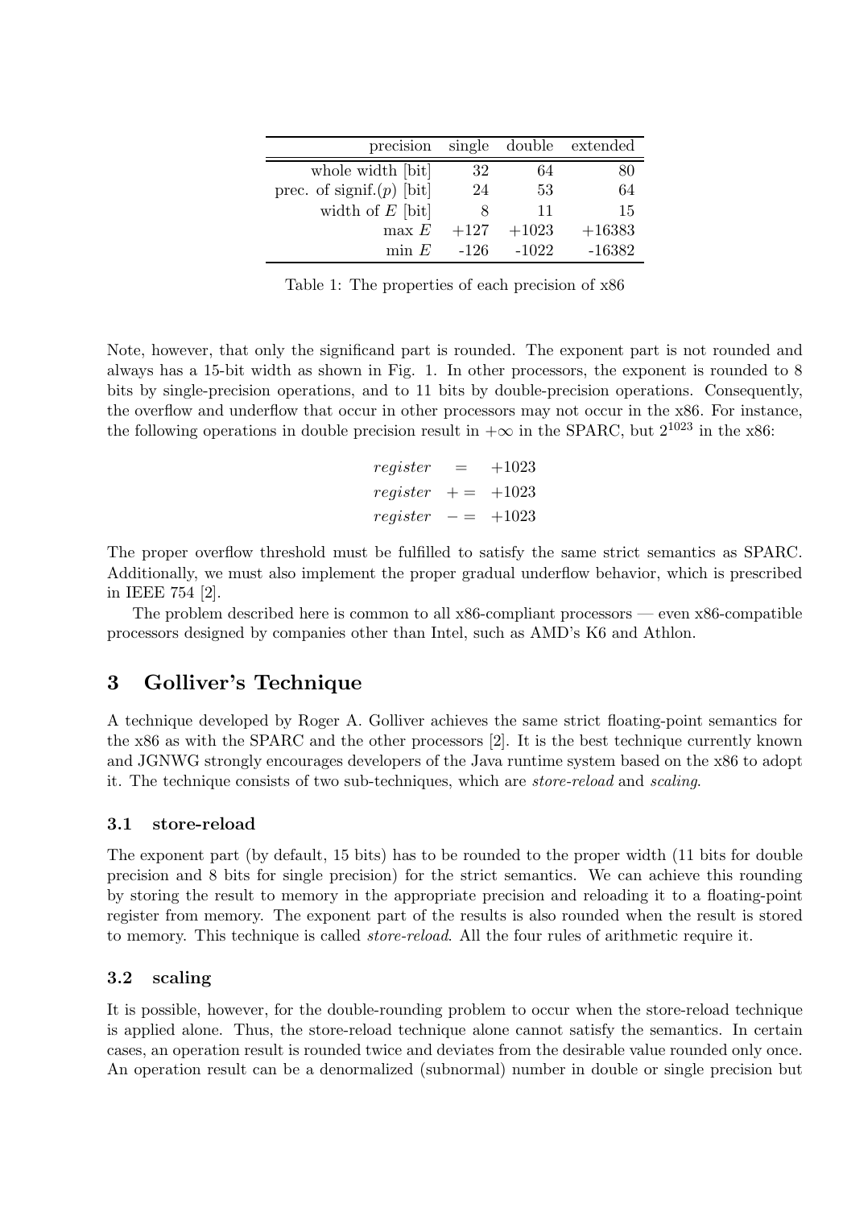| precision | single | double | extended |
|---|---|---|---|
| whole width [bit] | 32 | 64 | 80 |
| prec. of signif.($p$) [bit] | 24 | 53 | 64 |
| width of $E$ [bit] | 8 | 11 | 15 |
| max $E$ | +127 | +1023 | +16383 |
| min $E$ | -126 | -1022 | -16382 |

Table 1: The properties of each precision of x86

Note, however, that only the significand part is rounded. The exponent part is not rounded and always has a 15-bit width as shown in Fig. 1. In other processors, the exponent is rounded to 8 bits by single-precision operations, and to 11 bits by double-precision operations. Consequently, the overflow and underflow that occur in other processors may not occur in the x86. For instance, the following operations in double precision result in $+\infty$ in the SPARC, but $2^{1023}$ in the x86:

$$
\begin{aligned}
register &= +1023 \\
register &+= +1023 \\
register &-= +1023
\end{aligned}
$$

The proper overflow threshold must be fulfilled to satisfy the same strict semantics as SPARC. Additionally, we must also implement the proper gradual underflow behavior, which is prescribed in IEEE 754 [2].

The problem described here is common to all x86-compliant processors — even x86-compatible processors designed by companies other than Intel, such as AMD's K6 and Athlon.

## 3 Golliver's Technique

A technique developed by Roger A. Golliver achieves the same strict floating-point semantics for the x86 as with the SPARC and the other processors [2]. It is the best technique currently known and JGNWG strongly encourages developers of the Java runtime system based on the x86 to adopt it. The technique consists of two sub-techniques, which are *store-reload* and *scaling*.

### 3.1 store-reload

The exponent part (by default, 15 bits) has to be rounded to the proper width (11 bits for double precision and 8 bits for single precision) for the strict semantics. We can achieve this rounding by storing the result to memory in the appropriate precision and reloading it to a floating-point register from memory. The exponent part of the results is also rounded when the result is stored to memory. This technique is called *store-reload*. All the four rules of arithmetic require it.

### 3.2 scaling

It is possible, however, for the double-rounding problem to occur when the store-reload technique is applied alone. Thus, the store-reload technique alone cannot satisfy the semantics. In certain cases, an operation result is rounded twice and deviates from the desirable value rounded only once. An operation result can be a denormalized (subnormal) number in double or single precision but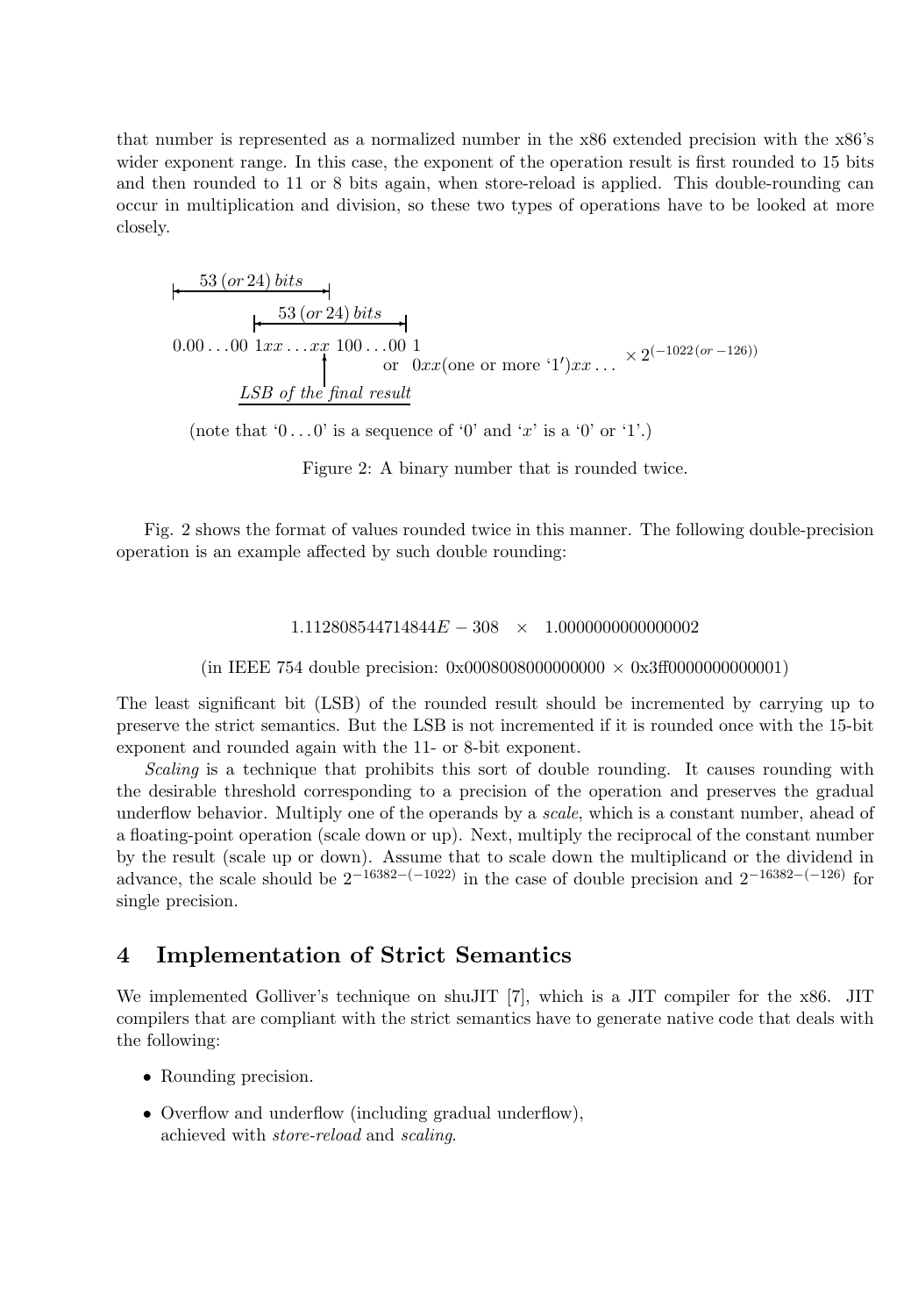that number is represented as a normalized number in the x86 extended precision with the x86's wider exponent range. In this case, the exponent of the operation result is first rounded to 15 bits and then rounded to 11 or 8 bits again, when store-reload is applied. This double-rounding can occur in multiplication and division, so these two types of operations have to be looked at more closely.

$$
\begin{array}{l}
\overleftrightarrow{\;53\,(or\,24)\,bits\;} \\
\qquad\quad \overleftrightarrow{\;53\,(or\,24)\,bits\;} \\
0.00\ldots00\;1xx\ldots xx\;100\ldots00\;1 \qquad\qquad \times 2^{(-1022\,(or\,-126))} \\
\qquad\qquad\qquad\qquad\quad \text{or}\;\; 0xx(\text{one or more `1'})xx\ldots \\
\qquad\quad \uparrow\; \underline{\textit{LSB of the final result}}
\end{array}
$$

(note that '$0 \ldots 0$' is a sequence of '0' and '$x$' is a '0' or '1'.)

Figure 2: A binary number that is rounded twice.

Fig. 2 shows the format of values rounded twice in this manner. The following double-precision operation is an example affected by such double rounding:

$$1.112808544714844E-308 \quad \times \quad 1.0000000000000002$$

(in IEEE 754 double precision: 0x0008008000000000 × 0x3ff0000000000001)

The least significant bit (LSB) of the rounded result should be incremented by carrying up to preserve the strict semantics. But the LSB is not incremented if it is rounded once with the 15-bit exponent and rounded again with the 11- or 8-bit exponent.

*Scaling* is a technique that prohibits this sort of double rounding. It causes rounding with the desirable threshold corresponding to a precision of the operation and preserves the gradual underflow behavior. Multiply one of the operands by a *scale*, which is a constant number, ahead of a floating-point operation (scale down or up). Next, multiply the reciprocal of the constant number by the result (scale up or down). Assume that to scale down the multiplicand or the dividend in advance, the scale should be $2^{-16382-(-1022)}$ in the case of double precision and $2^{-16382-(-126)}$ for single precision.

## 4 Implementation of Strict Semantics

We implemented Golliver's technique on shuJIT [7], which is a JIT compiler for the x86. JIT compilers that are compliant with the strict semantics have to generate native code that deals with the following:

- Rounding precision.
- Overflow and underflow (including gradual underflow), achieved with *store-reload* and *scaling*.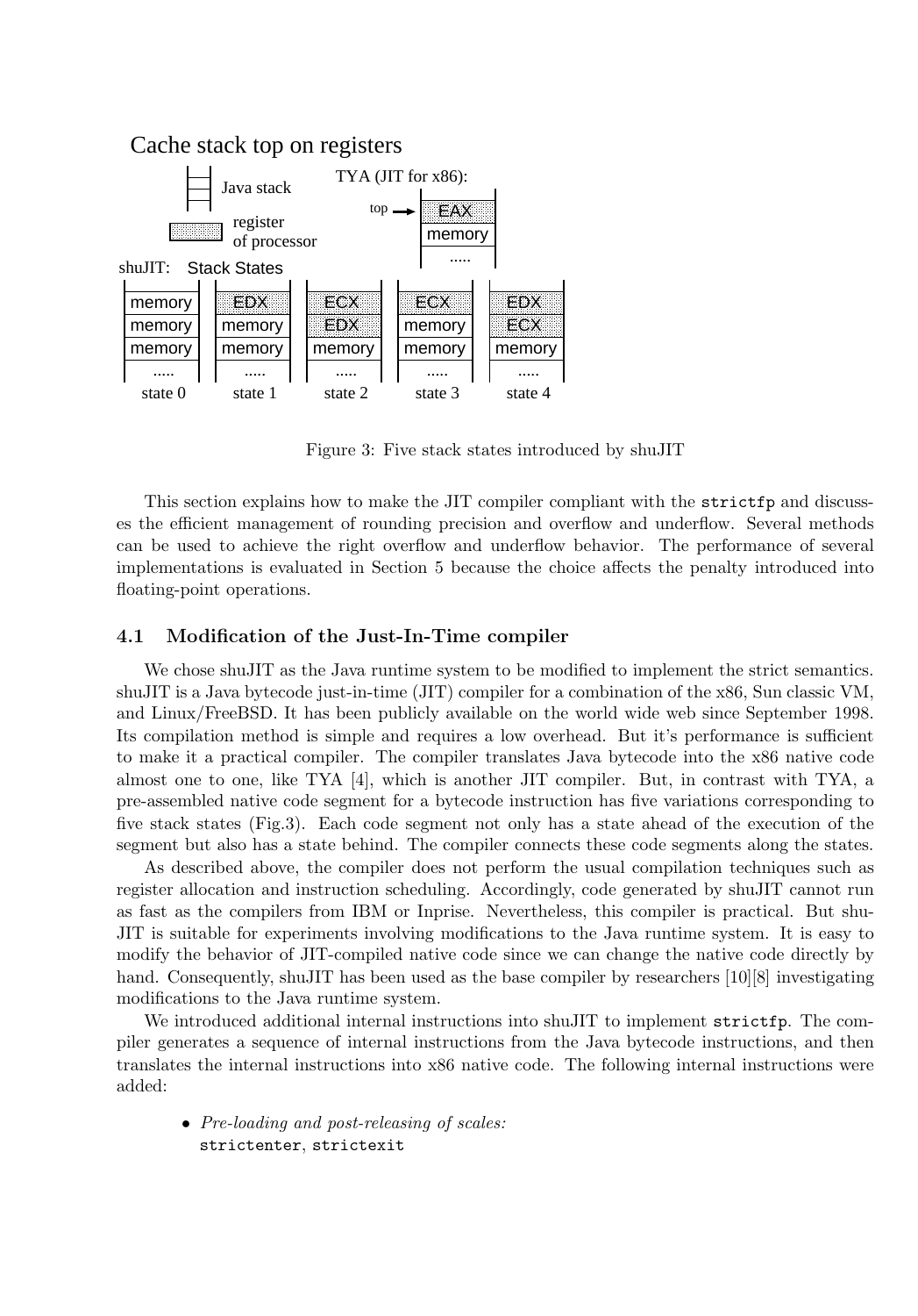Cache stack top on registers

Figure 3: Five stack states introduced by shuJIT

This section explains how to make the JIT compiler compliant with the `strictfp` and discusses the efficient management of rounding precision and overflow and underflow. Several methods can be used to achieve the right overflow and underflow behavior. The performance of several implementations is evaluated in Section 5 because the choice affects the penalty introduced into floating-point operations.

### 4.1 Modification of the Just-In-Time compiler

We chose shuJIT as the Java runtime system to be modified to implement the strict semantics. shuJIT is a Java bytecode just-in-time (JIT) compiler for a combination of the x86, Sun classic VM, and Linux/FreeBSD. It has been publicly available on the world wide web since September 1998. Its compilation method is simple and requires a low overhead. But it's performance is sufficient to make it a practical compiler. The compiler translates Java bytecode into the x86 native code almost one to one, like TYA [4], which is another JIT compiler. But, in contrast with TYA, a pre-assembled native code segment for a bytecode instruction has five variations corresponding to five stack states (Fig.3). Each code segment not only has a state ahead of the execution of the segment but also has a state behind. The compiler connects these code segments along the states.

As described above, the compiler does not perform the usual compilation techniques such as register allocation and instruction scheduling. Accordingly, code generated by shuJIT cannot run as fast as the compilers from IBM or Inprise. Nevertheless, this compiler is practical. But shuJIT is suitable for experiments involving modifications to the Java runtime system. It is easy to modify the behavior of JIT-compiled native code since we can change the native code directly by hand. Consequently, shuJIT has been used as the base compiler by researchers [10][8] investigating modifications to the Java runtime system.

We introduced additional internal instructions into shuJIT to implement `strictfp`. The compiler generates a sequence of internal instructions from the Java bytecode instructions, and then translates the internal instructions into x86 native code. The following internal instructions were added:

- *Pre-loading and post-releasing of scales:*
  `strictenter`, `strictexit`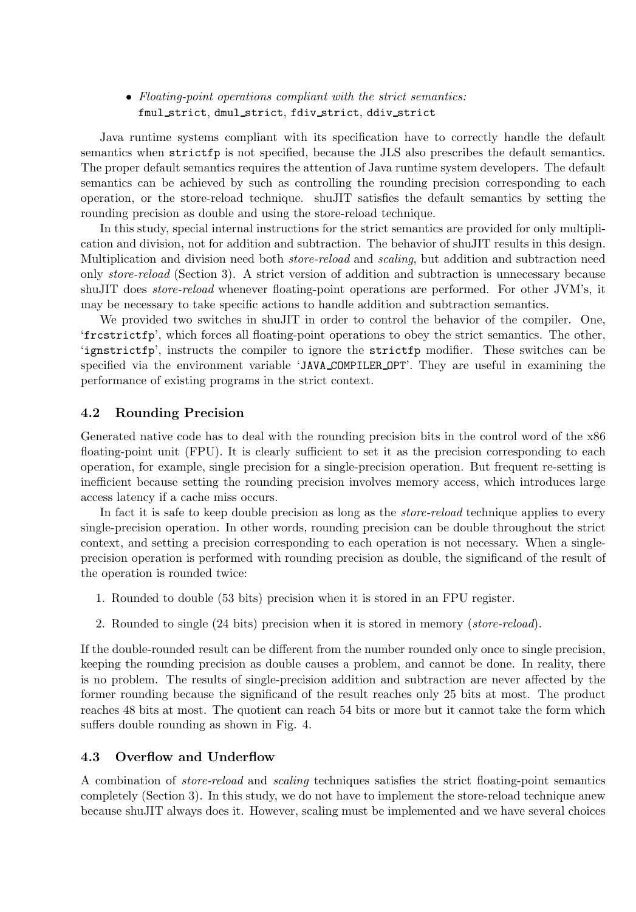- *Floating-point operations compliant with the strict semantics:* `fmul_strict`, `dmul_strict`, `fdiv_strict`, `ddiv_strict`

Java runtime systems compliant with its specification have to correctly handle the default semantics when `strictfp` is not specified, because the JLS also prescribes the default semantics. The proper default semantics requires the attention of Java runtime system developers. The default semantics can be achieved by such as controlling the rounding precision corresponding to each operation, or the store-reload technique. shuJIT satisfies the default semantics by setting the rounding precision as double and using the store-reload technique.

In this study, special internal instructions for the strict semantics are provided for only multiplication and division, not for addition and subtraction. The behavior of shuJIT results in this design. Multiplication and division need both *store-reload* and *scaling*, but addition and subtraction need only *store-reload* (Section 3). A strict version of addition and subtraction is unnecessary because shuJIT does *store-reload* whenever floating-point operations are performed. For other JVM's, it may be necessary to take specific actions to handle addition and subtraction semantics.

We provided two switches in shuJIT in order to control the behavior of the compiler. One, '`frcstrictfp`', which forces all floating-point operations to obey the strict semantics. The other, '`ignstrictfp`', instructs the compiler to ignore the `strictfp` modifier. These switches can be specified via the environment variable '`JAVA_COMPILER_OPT`'. They are useful in examining the performance of existing programs in the strict context.

### 4.2 Rounding Precision

Generated native code has to deal with the rounding precision bits in the control word of the x86 floating-point unit (FPU). It is clearly sufficient to set it as the precision corresponding to each operation, for example, single precision for a single-precision operation. But frequent re-setting is inefficient because setting the rounding precision involves memory access, which introduces large access latency if a cache miss occurs.

In fact it is safe to keep double precision as long as the *store-reload* technique applies to every single-precision operation. In other words, rounding precision can be double throughout the strict context, and setting a precision corresponding to each operation is not necessary. When a single-precision operation is performed with rounding precision as double, the significand of the result of the operation is rounded twice:

1. Rounded to double (53 bits) precision when it is stored in an FPU register.
2. Rounded to single (24 bits) precision when it is stored in memory (*store-reload*).

If the double-rounded result can be different from the number rounded only once to single precision, keeping the rounding precision as double causes a problem, and cannot be done. In reality, there is no problem. The results of single-precision addition and subtraction are never affected by the former rounding because the significand of the result reaches only 25 bits at most. The product reaches 48 bits at most. The quotient can reach 54 bits or more but it cannot take the form which suffers double rounding as shown in Fig. 4.

### 4.3 Overflow and Underflow

A combination of *store-reload* and *scaling* techniques satisfies the strict floating-point semantics completely (Section 3). In this study, we do not have to implement the store-reload technique anew because shuJIT always does it. However, scaling must be implemented and we have several choices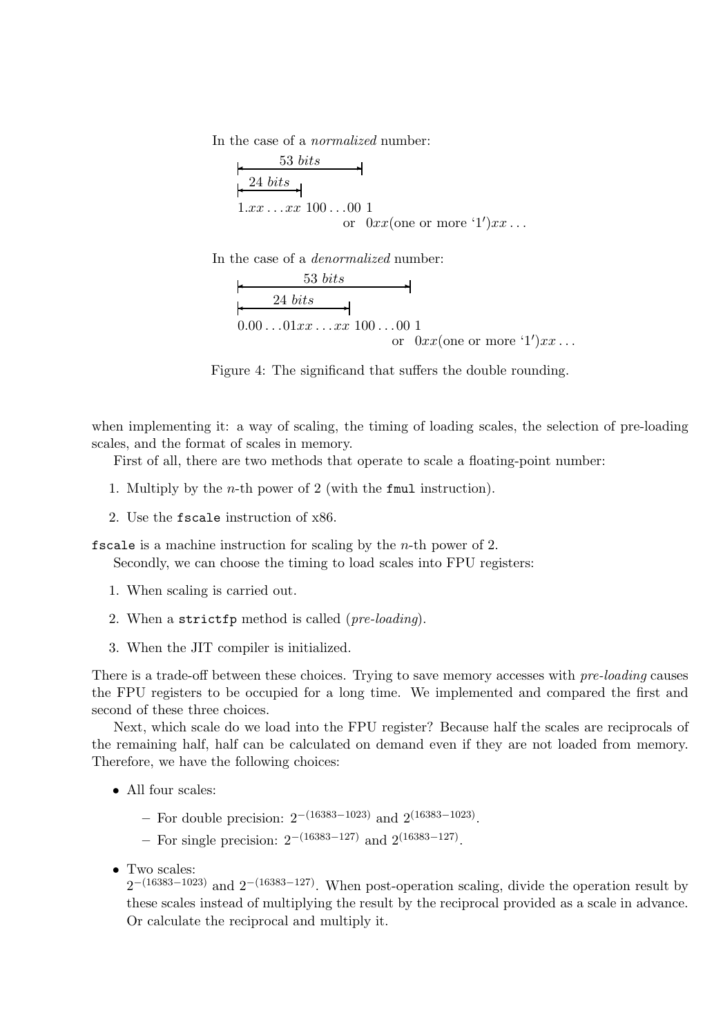In the case of a *normalized* number:

$$\overbrace{\underbrace{1.xx\ldots xx}_{24\ bits}\ 100\ldots00}^{53\ bits}\ 1$$

or $0xx$(one or more '1')$xx\ldots$

In the case of a *denormalized* number:

$$\overbrace{\underbrace{0.00\ldots01xx\ldots xx}_{24\ bits}\ 100\ldots00}^{53\ bits}\ 1$$

or $0xx$(one or more '1')$xx\ldots$

Figure 4: The significand that suffers the double rounding.

when implementing it: a way of scaling, the timing of loading scales, the selection of pre-loading scales, and the format of scales in memory.

First of all, there are two methods that operate to scale a floating-point number:

1. Multiply by the $n$-th power of 2 (with the `fmul` instruction).
2. Use the `fscale` instruction of x86.

`fscale` is a machine instruction for scaling by the $n$-th power of 2.

Secondly, we can choose the timing to load scales into FPU registers:

1. When scaling is carried out.
2. When a `strictfp` method is called (*pre-loading*).
3. When the JIT compiler is initialized.

There is a trade-off between these choices. Trying to save memory accesses with *pre-loading* causes the FPU registers to be occupied for a long time. We implemented and compared the first and second of these three choices.

Next, which scale do we load into the FPU register? Because half the scales are reciprocals of the remaining half, half can be calculated on demand even if they are not loaded from memory. Therefore, we have the following choices:

- All four scales:
  - For double precision: $2^{-(16383-1023)}$ and $2^{(16383-1023)}$.
  - For single precision: $2^{-(16383-127)}$ and $2^{(16383-127)}$.
- Two scales:
  $2^{-(16383-1023)}$ and $2^{-(16383-127)}$. When post-operation scaling, divide the operation result by these scales instead of multiplying the result by the reciprocal provided as a scale in advance. Or calculate the reciprocal and multiply it.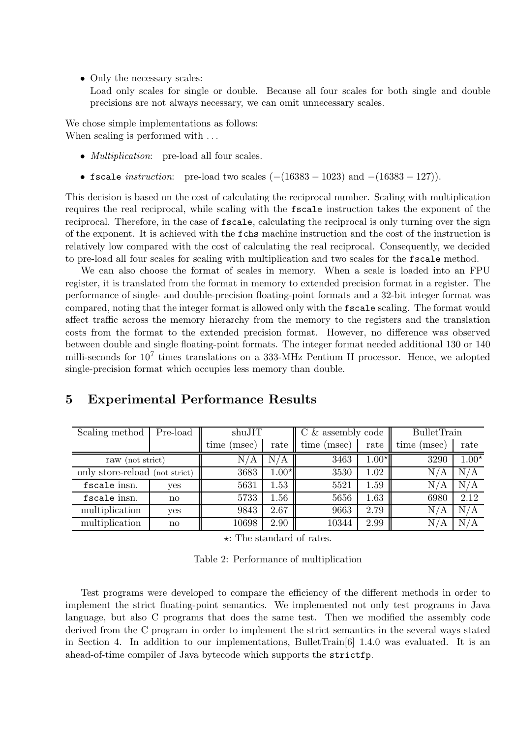- Only the necessary scales:
  Load only scales for single or double. Because all four scales for both single and double precisions are not always necessary, we can omit unnecessary scales.

We chose simple implementations as follows:
When scaling is performed with ...

- *Multiplication*: pre-load all four scales.
- `fscale` *instruction*: pre-load two scales ($-(16383-1023)$ and $-(16383-127)$).

This decision is based on the cost of calculating the reciprocal number. Scaling with multiplication requires the real reciprocal, while scaling with the `fscale` instruction takes the exponent of the reciprocal. Therefore, in the case of `fscale`, calculating the reciprocal is only turning over the sign of the exponent. It is achieved with the `fchs` machine instruction and the cost of the instruction is relatively low compared with the cost of calculating the real reciprocal. Consequently, we decided to pre-load all four scales for scaling with multiplication and two scales for the `fscale` method.

We can also choose the format of scales in memory. When a scale is loaded into an FPU register, it is translated from the format in memory to extended precision format in a register. The performance of single- and double-precision floating-point formats and a 32-bit integer format was compared, noting that the integer format is allowed only with the `fscale` scaling. The format would affect traffic across the memory hierarchy from the memory to the registers and the translation costs from the format to the extended precision format. However, no difference was observed between double and single floating-point formats. The integer format needed additional 130 or 140 milli-seconds for $10^7$ times translations on a 333-MHz Pentium II processor. Hence, we adopted single-precision format which occupies less memory than double.

## 5 Experimental Performance Results

| Scaling method | Pre-load | shuJIT | | C & assembly code | | BulletTrain | |
|---|---|---|---|---|---|---|---|
| | | time (msec) | rate | time (msec) | rate | time (msec) | rate |
| raw (not strict) | | N/A | N/A | 3463 | 1.00⋆ | 3290 | 1.00⋆ |
| only store-reload (not strict) | | 3683 | 1.00⋆ | 3530 | 1.02 | N/A | N/A |
| `fscale` insn. | yes | 5631 | 1.53 | 5521 | 1.59 | N/A | N/A |
| `fscale` insn. | no | 5733 | 1.56 | 5656 | 1.63 | 6980 | 2.12 |
| multiplication | yes | 9843 | 2.67 | 9663 | 2.79 | N/A | N/A |
| multiplication | no | 10698 | 2.90 | 10344 | 2.99 | N/A | N/A |

⋆: The standard of rates.

Table 2: Performance of multiplication

Test programs were developed to compare the efficiency of the different methods in order to implement the strict floating-point semantics. We implemented not only test programs in Java language, but also C programs that does the same test. Then we modified the assembly code derived from the C program in order to implement the strict semantics in the several ways stated in Section 4. In addition to our implementations, BulletTrain[6] 1.4.0 was evaluated. It is an ahead-of-time compiler of Java bytecode which supports the `strictfp`.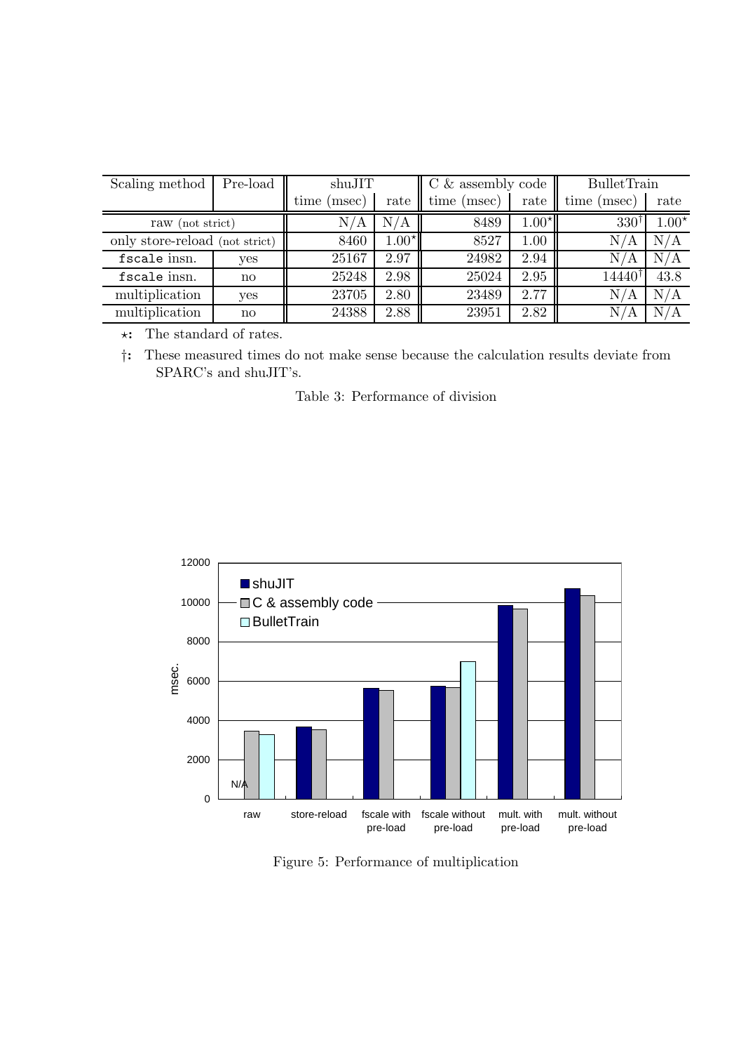| Scaling method | Pre-load | shuJIT | | C & assembly code | | BulletTrain | |
|---|---|---|---|---|---|---|---|
| | | time (msec) | rate | time (msec) | rate | time (msec) | rate |
| raw (not strict) | | N/A | N/A | 8489 | $1.00^{\star}$ | $330^{\dagger}$ | $1.00^{\star}$ |
| only store-reload (not strict) | | 8460 | $1.00^{\star}$ | 8527 | 1.00 | N/A | N/A |
| `fscale` insn. | yes | 25167 | 2.97 | 24982 | 2.94 | N/A | N/A |
| `fscale` insn. | no | 25248 | 2.98 | 25024 | 2.95 | $14440^{\dagger}$ | 43.8 |
| multiplication | yes | 23705 | 2.80 | 23489 | 2.77 | N/A | N/A |
| multiplication | no | 24388 | 2.88 | 23951 | 2.82 | N/A | N/A |

$\star$: The standard of rates.

$\dagger$: These measured times do not make sense because the calculation results deviate from SPARC's and shuJIT's.

Table 3: Performance of division

Figure 5: Performance of multiplication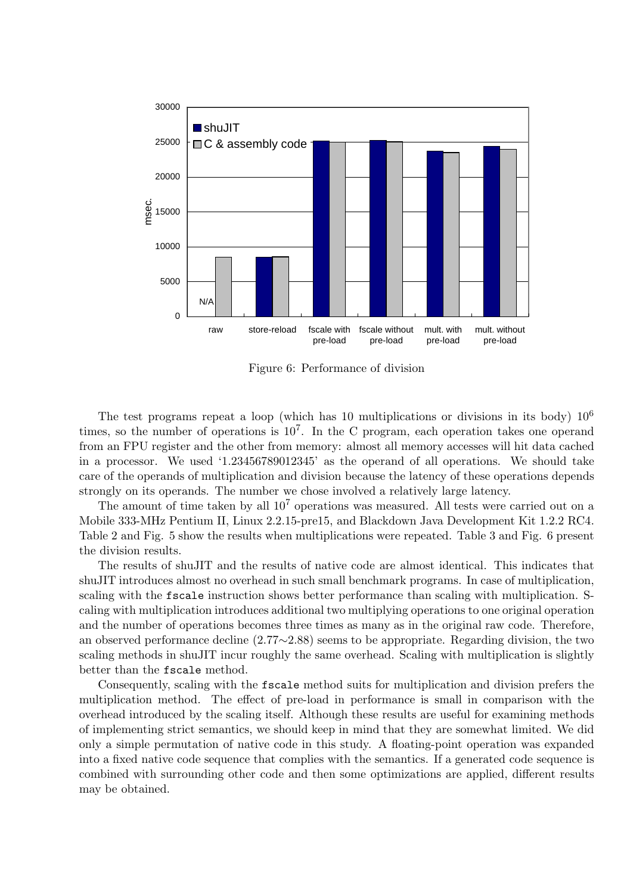Figure 6: Performance of division

The test programs repeat a loop (which has 10 multiplications or divisions in its body) $10^6$ times, so the number of operations is $10^7$. In the C program, each operation takes one operand from an FPU register and the other from memory: almost all memory accesses will hit data cached in a processor. We used '1.23456789012345' as the operand of all operations. We should take care of the operands of multiplication and division because the latency of these operations depends strongly on its operands. The number we chose involved a relatively large latency.

The amount of time taken by all $10^7$ operations was measured. All tests were carried out on a Mobile 333-MHz Pentium II, Linux 2.2.15-pre15, and Blackdown Java Development Kit 1.2.2 RC4. Table 2 and Fig. 5 show the results when multiplications were repeated. Table 3 and Fig. 6 present the division results.

The results of shuJIT and the results of native code are almost identical. This indicates that shuJIT introduces almost no overhead in such small benchmark programs. In case of multiplication, scaling with the `fscale` instruction shows better performance than scaling with multiplication. Scaling with multiplication introduces additional two multiplying operations to one original operation and the number of operations becomes three times as many as in the original raw code. Therefore, an observed performance decline ($2.77\sim2.88$) seems to be appropriate. Regarding division, the two scaling methods in shuJIT incur roughly the same overhead. Scaling with multiplication is slightly better than the `fscale` method.

Consequently, scaling with the `fscale` method suits for multiplication and division prefers the multiplication method. The effect of pre-load in performance is small in comparison with the overhead introduced by the scaling itself. Although these results are useful for examining methods of implementing strict semantics, we should keep in mind that they are somewhat limited. We did only a simple permutation of native code in this study. A floating-point operation was expanded into a fixed native code sequence that complies with the semantics. If a generated code sequence is combined with surrounding other code and then some optimizations are applied, different results may be obtained.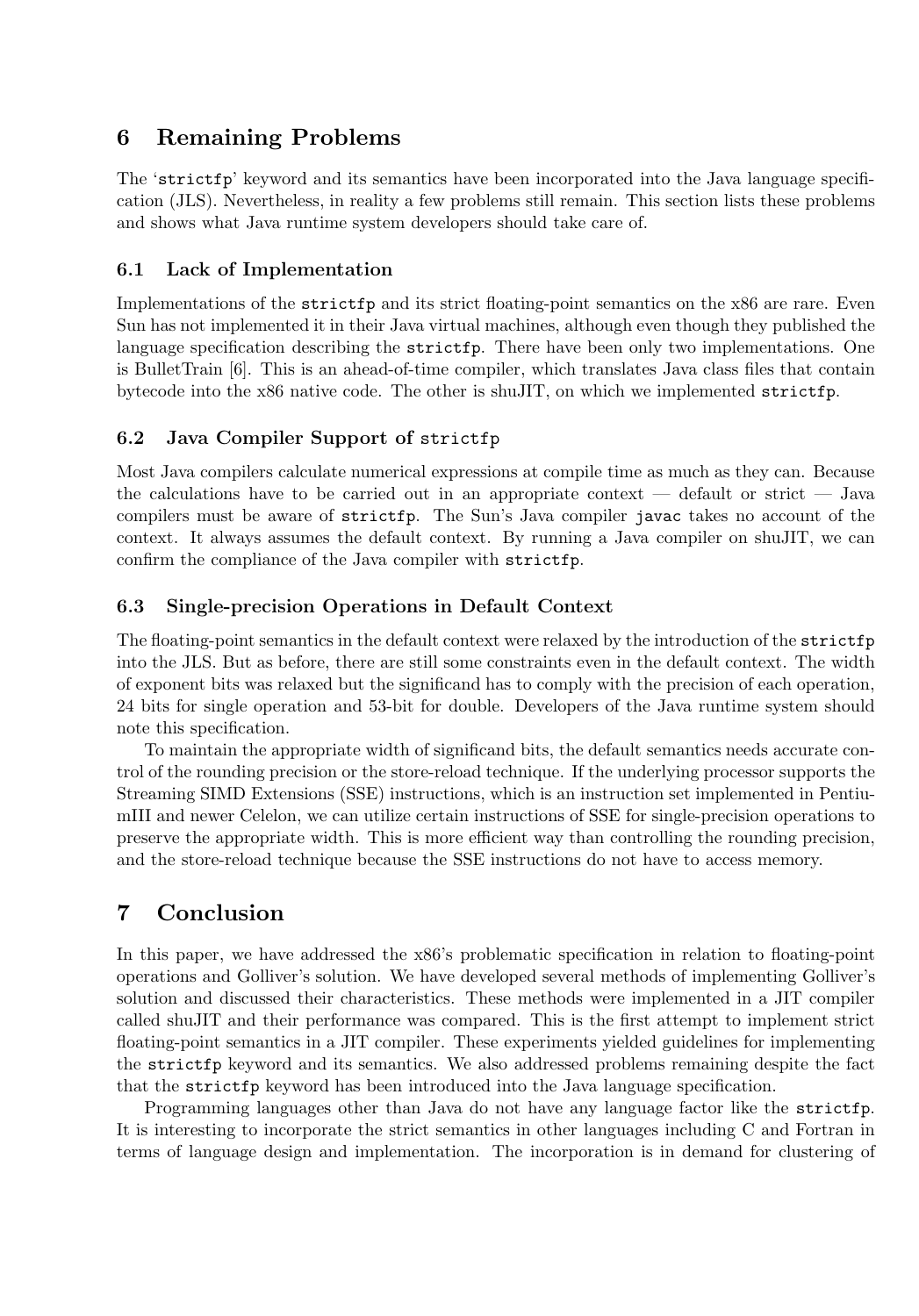## 6 Remaining Problems

The '`strictfp`' keyword and its semantics have been incorporated into the Java language specification (JLS). Nevertheless, in reality a few problems still remain. This section lists these problems and shows what Java runtime system developers should take care of.

### 6.1 Lack of Implementation

Implementations of the `strictfp` and its strict floating-point semantics on the x86 are rare. Even Sun has not implemented it in their Java virtual machines, although even though they published the language specification describing the `strictfp`. There have been only two implementations. One is BulletTrain [6]. This is an ahead-of-time compiler, which translates Java class files that contain bytecode into the x86 native code. The other is shuJIT, on which we implemented `strictfp`.

### 6.2 Java Compiler Support of `strictfp`

Most Java compilers calculate numerical expressions at compile time as much as they can. Because the calculations have to be carried out in an appropriate context — default or strict — Java compilers must be aware of `strictfp`. The Sun's Java compiler `javac` takes no account of the context. It always assumes the default context. By running a Java compiler on shuJIT, we can confirm the compliance of the Java compiler with `strictfp`.

### 6.3 Single-precision Operations in Default Context

The floating-point semantics in the default context were relaxed by the introduction of the `strictfp` into the JLS. But as before, there are still some constraints even in the default context. The width of exponent bits was relaxed but the significand has to comply with the precision of each operation, 24 bits for single operation and 53-bit for double. Developers of the Java runtime system should note this specification.

To maintain the appropriate width of significand bits, the default semantics needs accurate control of the rounding precision or the store-reload technique. If the underlying processor supports the Streaming SIMD Extensions (SSE) instructions, which is an instruction set implemented in PentiumIII and newer Celelon, we can utilize certain instructions of SSE for single-precision operations to preserve the appropriate width. This is more efficient way than controlling the rounding precision, and the store-reload technique because the SSE instructions do not have to access memory.

## 7 Conclusion

In this paper, we have addressed the x86's problematic specification in relation to floating-point operations and Golliver's solution. We have developed several methods of implementing Golliver's solution and discussed their characteristics. These methods were implemented in a JIT compiler called shuJIT and their performance was compared. This is the first attempt to implement strict floating-point semantics in a JIT compiler. These experiments yielded guidelines for implementing the `strictfp` keyword and its semantics. We also addressed problems remaining despite the fact that the `strictfp` keyword has been introduced into the Java language specification.

Programming languages other than Java do not have any language factor like the `strictfp`. It is interesting to incorporate the strict semantics in other languages including C and Fortran in terms of language design and implementation. The incorporation is in demand for clustering of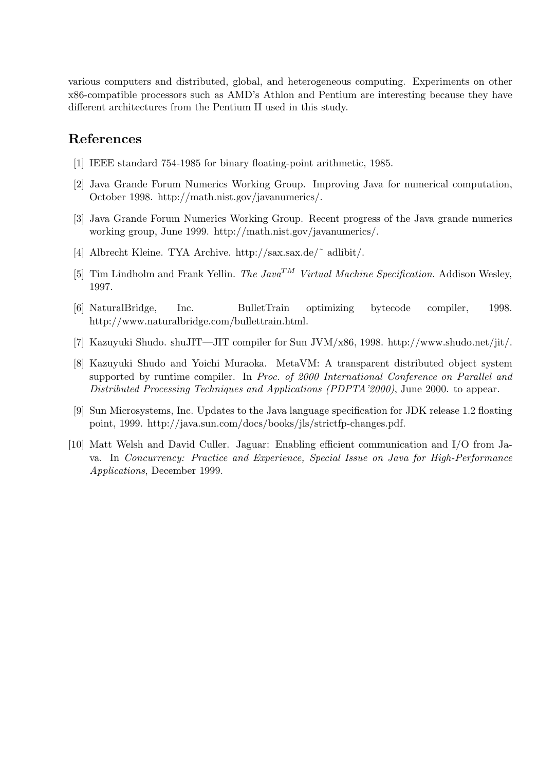various computers and distributed, global, and heterogeneous computing. Experiments on other x86-compatible processors such as AMD's Athlon and Pentium are interesting because they have different architectures from the Pentium II used in this study.

## References

[1] IEEE standard 754-1985 for binary floating-point arithmetic, 1985.

[2] Java Grande Forum Numerics Working Group. Improving Java for numerical computation, October 1998. http://math.nist.gov/javanumerics/.

[3] Java Grande Forum Numerics Working Group. Recent progress of the Java grande numerics working group, June 1999. http://math.nist.gov/javanumerics/.

[4] Albrecht Kleine. TYA Archive. http://sax.sax.de/˜ adlibit/.

[5] Tim Lindholm and Frank Yellin. *The Java$^{TM}$ Virtual Machine Specification*. Addison Wesley, 1997.

[6] NaturalBridge, Inc. BulletTrain optimizing bytecode compiler, 1998. http://www.naturalbridge.com/bullettrain.html.

[7] Kazuyuki Shudo. shuJIT—JIT compiler for Sun JVM/x86, 1998. http://www.shudo.net/jit/.

[8] Kazuyuki Shudo and Yoichi Muraoka. MetaVM: A transparent distributed object system supported by runtime compiler. In *Proc. of 2000 International Conference on Parallel and Distributed Processing Techniques and Applications (PDPTA'2000)*, June 2000. to appear.

[9] Sun Microsystems, Inc. Updates to the Java language specification for JDK release 1.2 floating point, 1999. http://java.sun.com/docs/books/jls/strictfp-changes.pdf.

[10] Matt Welsh and David Culler. Jaguar: Enabling efficient communication and I/O from Java. In *Concurrency: Practice and Experience, Special Issue on Java for High-Performance Applications*, December 1999.